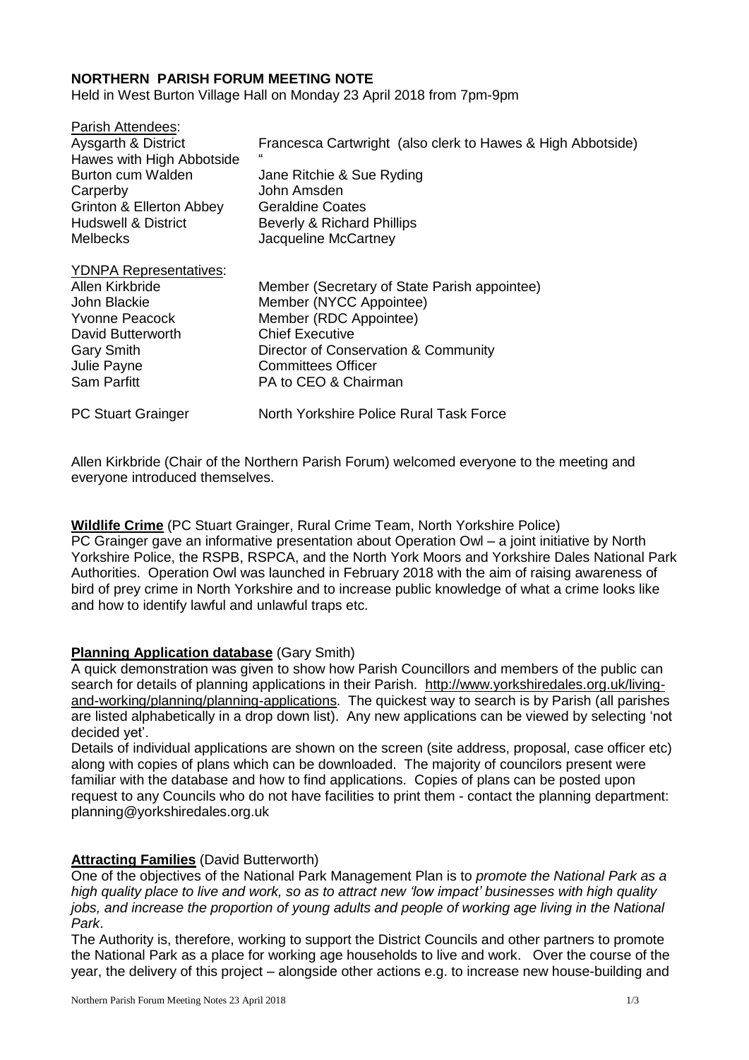# NORTHERN PARISH FORUM MEETING NOTE

Held in West Burton Village Hall on Monday 23 April 2018 from 7pm-9pm

Parish Attendees:

| | |
|---|---|
| Aysgarth & District | Francesca Cartwright (also clerk to Hawes & High Abbotside) |
| Hawes with High Abbotside | " |
| Burton cum Walden | Jane Ritchie & Sue Ryding |
| Carperby | John Amsden |
| Grinton & Ellerton Abbey | Geraldine Coates |
| Hudswell & District | Beverly & Richard Phillips |
| Melbecks | Jacqueline McCartney |

YDNPA Representatives:

| | |
|---|---|
| Allen Kirkbride | Member (Secretary of State Parish appointee) |
| John Blackie | Member (NYCC Appointee) |
| Yvonne Peacock | Member (RDC Appointee) |
| David Butterworth | Chief Executive |
| Gary Smith | Director of Conservation & Community |
| Julie Payne | Committees Officer |
| Sam Parfitt | PA to CEO & Chairman |
| | |
| PC Stuart Grainger | North Yorkshire Police Rural Task Force |

Allen Kirkbride (Chair of the Northern Parish Forum) welcomed everyone to the meeting and everyone introduced themselves.

**Wildlife Crime** (PC Stuart Grainger, Rural Crime Team, North Yorkshire Police)

PC Grainger gave an informative presentation about Operation Owl – a joint initiative by North Yorkshire Police, the RSPB, RSPCA, and the North York Moors and Yorkshire Dales National Park Authorities. Operation Owl was launched in February 2018 with the aim of raising awareness of bird of prey crime in North Yorkshire and to increase public knowledge of what a crime looks like and how to identify lawful and unlawful traps etc.

**Planning Application database** (Gary Smith)

A quick demonstration was given to show how Parish Councillors and members of the public can search for details of planning applications in their Parish. http://www.yorkshiredales.org.uk/living-and-working/planning/planning-applications. The quickest way to search is by Parish (all parishes are listed alphabetically in a drop down list). Any new applications can be viewed by selecting 'not decided yet'.

Details of individual applications are shown on the screen (site address, proposal, case officer etc) along with copies of plans which can be downloaded. The majority of councilors present were familiar with the database and how to find applications. Copies of plans can be posted upon request to any Councils who do not have facilities to print them - contact the planning department: planning@yorkshiredales.org.uk

**Attracting Families** (David Butterworth)

One of the objectives of the National Park Management Plan is to *promote the National Park as a high quality place to live and work, so as to attract new 'low impact' businesses with high quality jobs, and increase the proportion of young adults and people of working age living in the National Park*.

The Authority is, therefore, working to support the District Councils and other partners to promote the National Park as a place for working age households to live and work. Over the course of the year, the delivery of this project – alongside other actions e.g. to increase new house-building and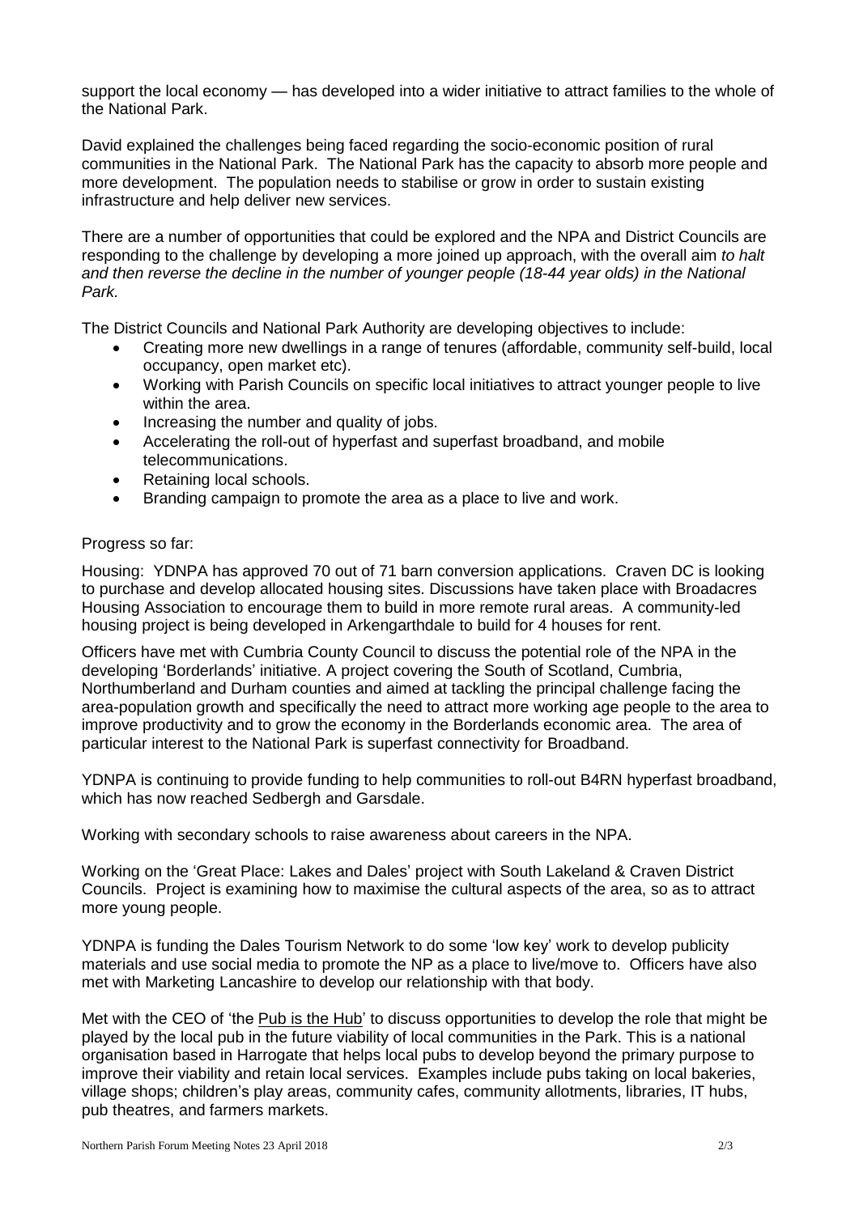support the local economy — has developed into a wider initiative to attract families to the whole of the National Park.

David explained the challenges being faced regarding the socio-economic position of rural communities in the National Park. The National Park has the capacity to absorb more people and more development. The population needs to stabilise or grow in order to sustain existing infrastructure and help deliver new services.

There are a number of opportunities that could be explored and the NPA and District Councils are responding to the challenge by developing a more joined up approach, with the overall aim *to halt and then reverse the decline in the number of younger people (18-44 year olds) in the National Park.*

The District Councils and National Park Authority are developing objectives to include:

- Creating more new dwellings in a range of tenures (affordable, community self-build, local occupancy, open market etc).
- Working with Parish Councils on specific local initiatives to attract younger people to live within the area.
- Increasing the number and quality of jobs.
- Accelerating the roll-out of hyperfast and superfast broadband, and mobile telecommunications.
- Retaining local schools.
- Branding campaign to promote the area as a place to live and work.

Progress so far:

Housing: YDNPA has approved 70 out of 71 barn conversion applications. Craven DC is looking to purchase and develop allocated housing sites. Discussions have taken place with Broadacres Housing Association to encourage them to build in more remote rural areas. A community-led housing project is being developed in Arkengarthdale to build for 4 houses for rent.

Officers have met with Cumbria County Council to discuss the potential role of the NPA in the developing 'Borderlands' initiative. A project covering the South of Scotland, Cumbria, Northumberland and Durham counties and aimed at tackling the principal challenge facing the area-population growth and specifically the need to attract more working age people to the area to improve productivity and to grow the economy in the Borderlands economic area. The area of particular interest to the National Park is superfast connectivity for Broadband.

YDNPA is continuing to provide funding to help communities to roll-out B4RN hyperfast broadband, which has now reached Sedbergh and Garsdale.

Working with secondary schools to raise awareness about careers in the NPA.

Working on the 'Great Place: Lakes and Dales' project with South Lakeland & Craven District Councils. Project is examining how to maximise the cultural aspects of the area, so as to attract more young people.

YDNPA is funding the Dales Tourism Network to do some 'low key' work to develop publicity materials and use social media to promote the NP as a place to live/move to. Officers have also met with Marketing Lancashire to develop our relationship with that body.

Met with the CEO of 'the Pub is the Hub' to discuss opportunities to develop the role that might be played by the local pub in the future viability of local communities in the Park. This is a national organisation based in Harrogate that helps local pubs to develop beyond the primary purpose to improve their viability and retain local services. Examples include pubs taking on local bakeries, village shops; children's play areas, community cafes, community allotments, libraries, IT hubs, pub theatres, and farmers markets.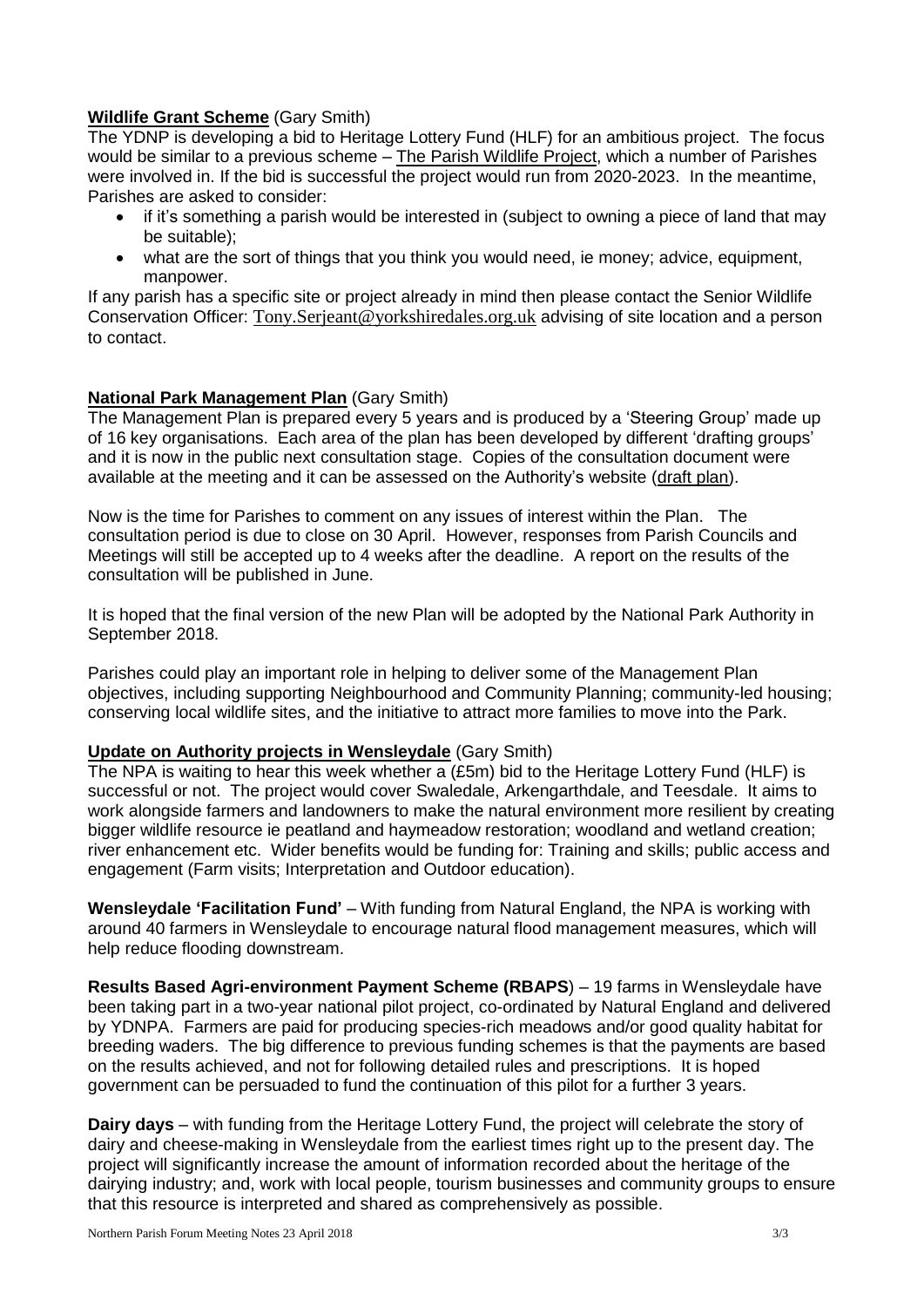**Wildlife Grant Scheme** (Gary Smith)

The YDNP is developing a bid to Heritage Lottery Fund (HLF) for an ambitious project. The focus would be similar to a previous scheme – The Parish Wildlife Project, which a number of Parishes were involved in. If the bid is successful the project would run from 2020-2023. In the meantime, Parishes are asked to consider:

- if it's something a parish would be interested in (subject to owning a piece of land that may be suitable);
- what are the sort of things that you think you would need, ie money; advice, equipment, manpower.

If any parish has a specific site or project already in mind then please contact the Senior Wildlife Conservation Officer: Tony.Serjeant@yorkshiredales.org.uk advising of site location and a person to contact.

**National Park Management Plan** (Gary Smith)

The Management Plan is prepared every 5 years and is produced by a 'Steering Group' made up of 16 key organisations. Each area of the plan has been developed by different 'drafting groups' and it is now in the public next consultation stage. Copies of the consultation document were available at the meeting and it can be assessed on the Authority's website (draft plan).

Now is the time for Parishes to comment on any issues of interest within the Plan. The consultation period is due to close on 30 April. However, responses from Parish Councils and Meetings will still be accepted up to 4 weeks after the deadline. A report on the results of the consultation will be published in June.

It is hoped that the final version of the new Plan will be adopted by the National Park Authority in September 2018.

Parishes could play an important role in helping to deliver some of the Management Plan objectives, including supporting Neighbourhood and Community Planning; community-led housing; conserving local wildlife sites, and the initiative to attract more families to move into the Park.

**Update on Authority projects in Wensleydale** (Gary Smith)

The NPA is waiting to hear this week whether a (£5m) bid to the Heritage Lottery Fund (HLF) is successful or not. The project would cover Swaledale, Arkengarthdale, and Teesdale. It aims to work alongside farmers and landowners to make the natural environment more resilient by creating bigger wildlife resource ie peatland and haymeadow restoration; woodland and wetland creation; river enhancement etc. Wider benefits would be funding for: Training and skills; public access and engagement (Farm visits; Interpretation and Outdoor education).

**Wensleydale 'Facilitation Fund'** – With funding from Natural England, the NPA is working with around 40 farmers in Wensleydale to encourage natural flood management measures, which will help reduce flooding downstream.

**Results Based Agri-environment Payment Scheme (RBAPS**) – 19 farms in Wensleydale have been taking part in a two-year national pilot project, co-ordinated by Natural England and delivered by YDNPA. Farmers are paid for producing species-rich meadows and/or good quality habitat for breeding waders. The big difference to previous funding schemes is that the payments are based on the results achieved, and not for following detailed rules and prescriptions. It is hoped government can be persuaded to fund the continuation of this pilot for a further 3 years.

**Dairy days** – with funding from the Heritage Lottery Fund, the project will celebrate the story of dairy and cheese-making in Wensleydale from the earliest times right up to the present day. The project will significantly increase the amount of information recorded about the heritage of the dairying industry; and, work with local people, tourism businesses and community groups to ensure that this resource is interpreted and shared as comprehensively as possible.